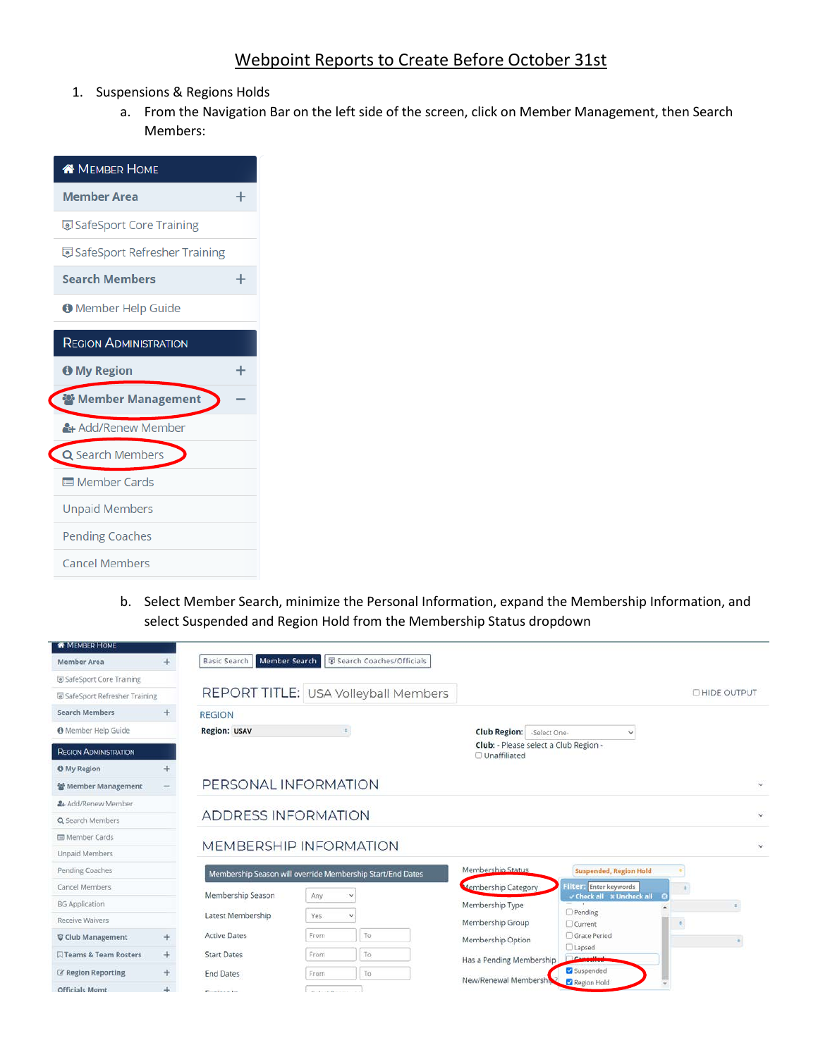# Webpoint Reports to Create Before October 31st

1. Suspensions & Regions Holds
   a. From the Navigation Bar on the left side of the screen, click on Member Management, then Search Members:

   b. Select Member Search, minimize the Personal Information, expand the Membership Information, and select Suspended and Region Hold from the Membership Status dropdown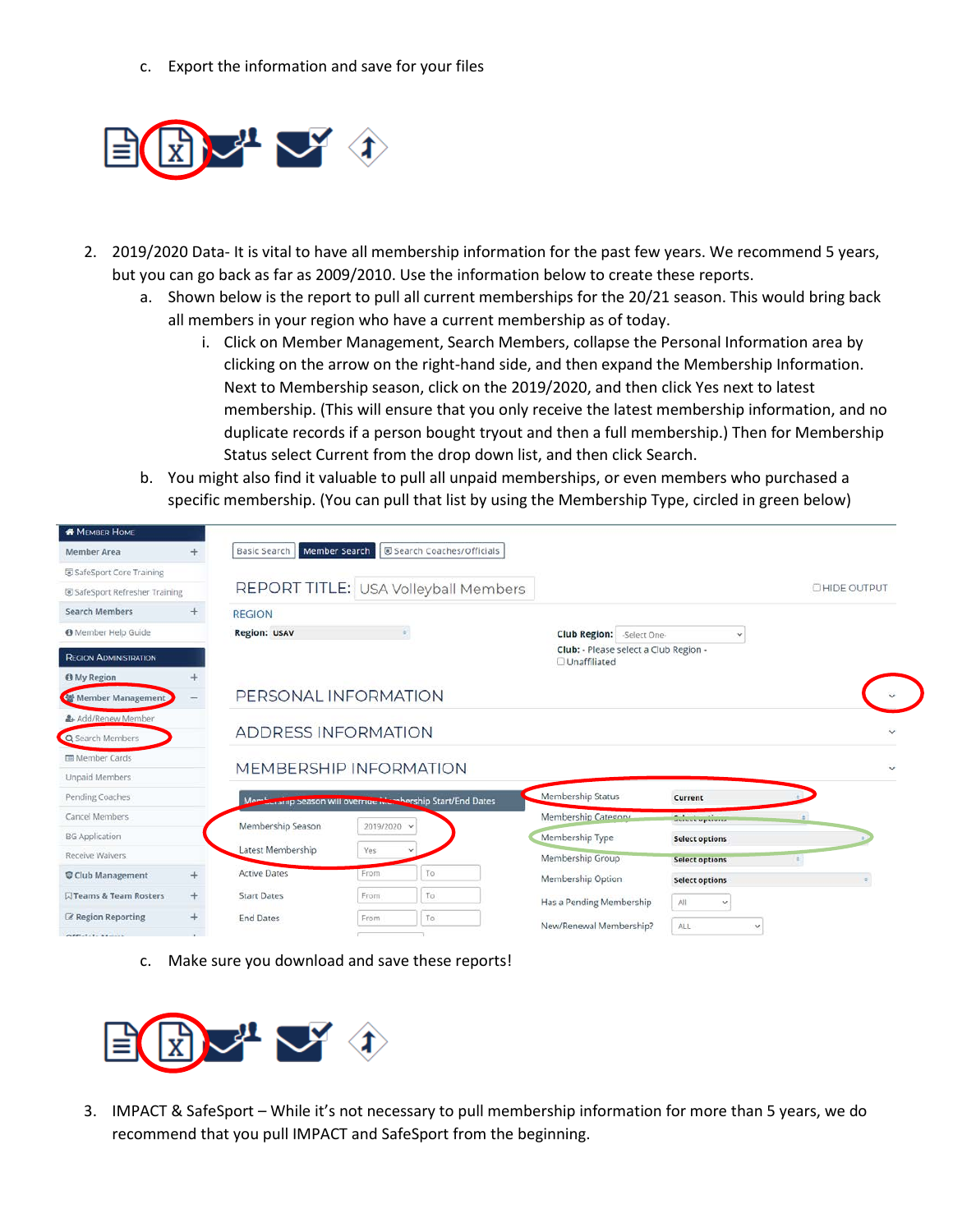c. Export the information and save for your files

2. 2019/2020 Data- It is vital to have all membership information for the past few years. We recommend 5 years, but you can go back as far as 2009/2010. Use the information below to create these reports.
    a. Shown below is the report to pull all current memberships for the 20/21 season. This would bring back all members in your region who have a current membership as of today.
        i. Click on Member Management, Search Members, collapse the Personal Information area by clicking on the arrow on the right-hand side, and then expand the Membership Information. Next to Membership season, click on the 2019/2020, and then click Yes next to latest membership. (This will ensure that you only receive the latest membership information, and no duplicate records if a person bought tryout and then a full membership.) Then for Membership Status select Current from the drop down list, and then click Search.
    b. You might also find it valuable to pull all unpaid memberships, or even members who purchased a specific membership. (You can pull that list by using the Membership Type, circled in green below)

    c. Make sure you download and save these reports!

3. IMPACT & SafeSport – While it's not necessary to pull membership information for more than 5 years, we do recommend that you pull IMPACT and SafeSport from the beginning.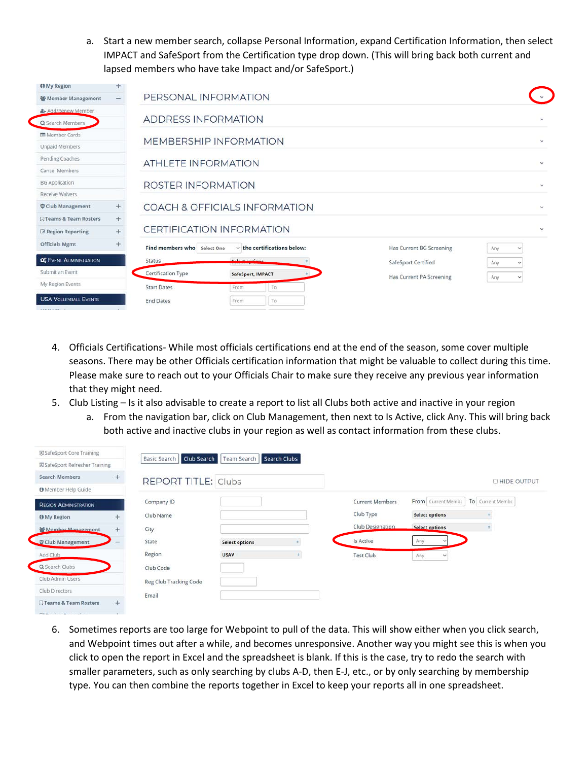a. Start a new member search, collapse Personal Information, expand Certification Information, then select IMPACT and SafeSport from the Certification type drop down. (This will bring back both current and lapsed members who have take Impact and/or SafeSport.)

4. Officials Certifications- While most officials certifications end at the end of the season, some cover multiple seasons. There may be other Officials certification information that might be valuable to collect during this time. Please make sure to reach out to your Officials Chair to make sure they receive any previous year information that they might need.
5. Club Listing – Is it also advisable to create a report to list all Clubs both active and inactive in your region
   a. From the navigation bar, click on Club Management, then next to Is Active, click Any. This will bring back both active and inactive clubs in your region as well as contact information from these clubs.

6. Sometimes reports are too large for Webpoint to pull of the data. This will show either when you click search, and Webpoint times out after a while, and becomes unresponsive. Another way you might see this is when you click to open the report in Excel and the spreadsheet is blank. If this is the case, try to redo the search with smaller parameters, such as only searching by clubs A-D, then E-J, etc., or by only searching by membership type. You can then combine the reports together in Excel to keep your reports all in one spreadsheet.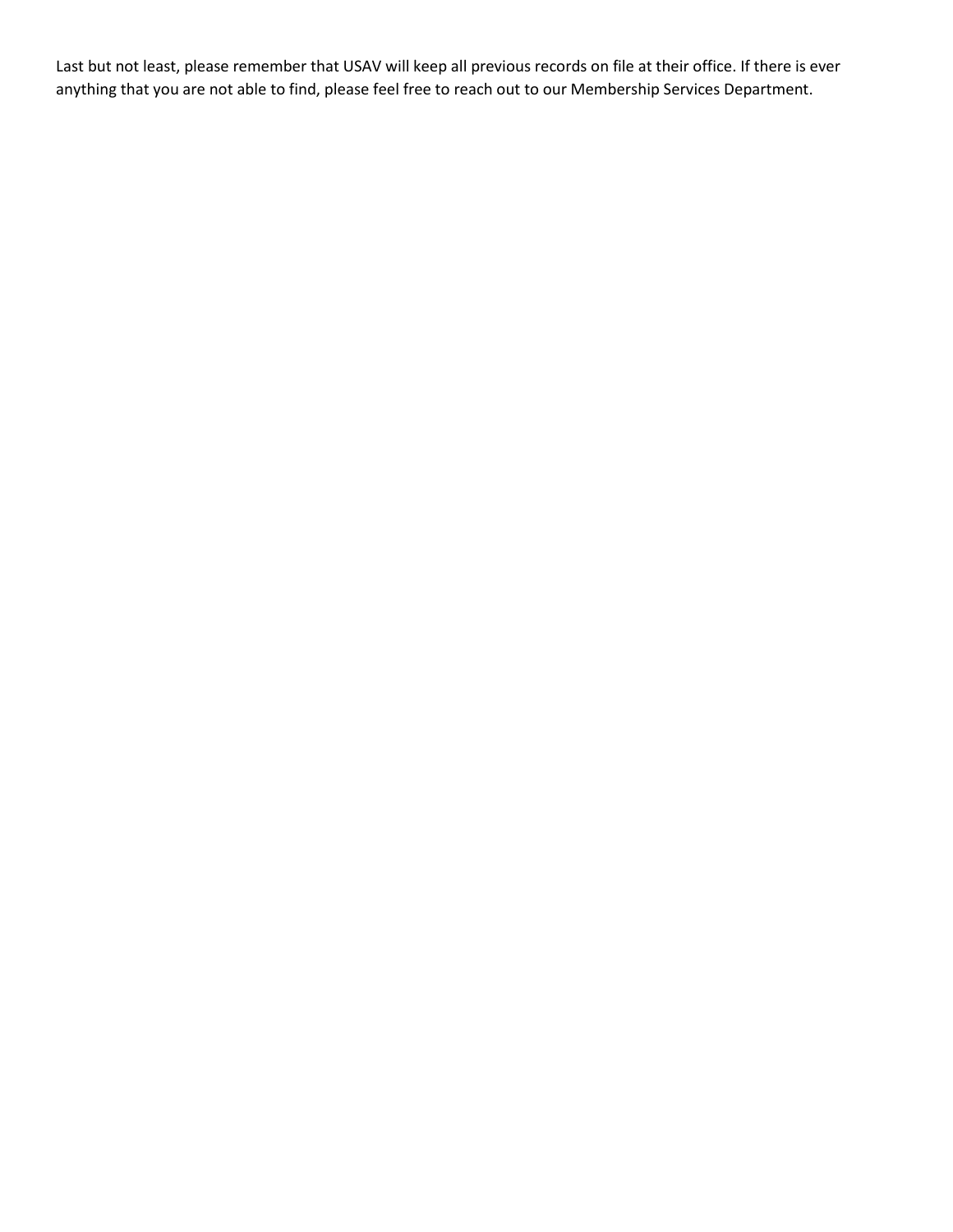Last but not least, please remember that USAV will keep all previous records on file at their office. If there is ever anything that you are not able to find, please feel free to reach out to our Membership Services Department.